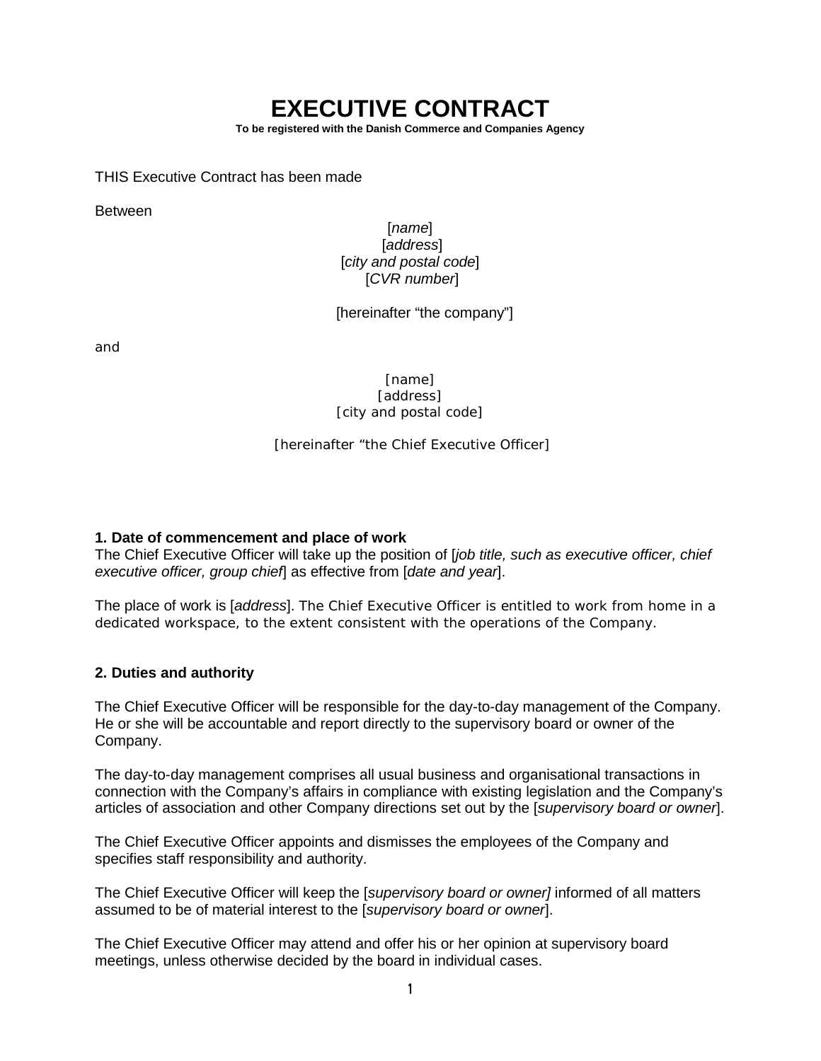# EXECUTIVE CONTRACT

**To be registered with the Danish Commerce and Companies Agency**

THIS Executive Contract has been made

Between

[*name*]
[*address*]
[*city and postal code*]
[*CVR number*]

[hereinafter "the company"]

and

[name]
[address]
[city and postal code]

[hereinafter "the Chief Executive Officer]

**1. Date of commencement and place of work**

The Chief Executive Officer will take up the position of [*job title, such as executive officer, chief executive officer, group chief*] as effective from [*date and year*].

The place of work is [*address*]. The Chief Executive Officer is entitled to work from home in a dedicated workspace, to the extent consistent with the operations of the Company.

**2. Duties and authority**

The Chief Executive Officer will be responsible for the day-to-day management of the Company. He or she will be accountable and report directly to the supervisory board or owner of the Company.

The day-to-day management comprises all usual business and organisational transactions in connection with the Company's affairs in compliance with existing legislation and the Company's articles of association and other Company directions set out by the [*supervisory board or owner*].

The Chief Executive Officer appoints and dismisses the employees of the Company and specifies staff responsibility and authority.

The Chief Executive Officer will keep the [*supervisory board or owner]* informed of all matters assumed to be of material interest to the [*supervisory board or owner*].

The Chief Executive Officer may attend and offer his or her opinion at supervisory board meetings, unless otherwise decided by the board in individual cases.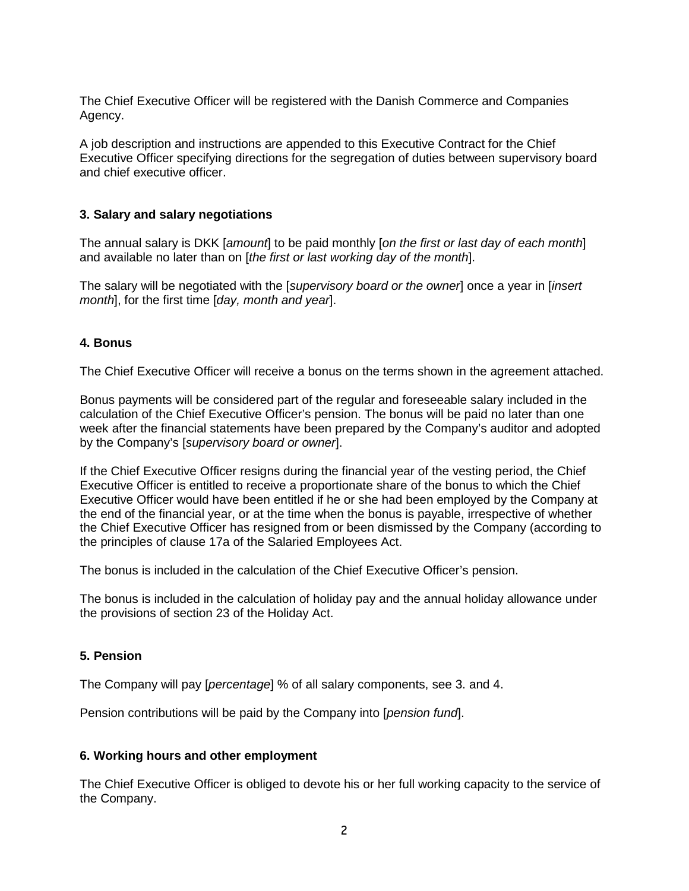The Chief Executive Officer will be registered with the Danish Commerce and Companies Agency.

A job description and instructions are appended to this Executive Contract for the Chief Executive Officer specifying directions for the segregation of duties between supervisory board and chief executive officer.

### 3. Salary and salary negotiations

The annual salary is DKK [*amount*] to be paid monthly [*on the first or last day of each month*] and available no later than on [*the first or last working day of the month*].

The salary will be negotiated with the [*supervisory board or the owner*] once a year in [*insert month*], for the first time [*day, month and year*].

### 4. Bonus

The Chief Executive Officer will receive a bonus on the terms shown in the agreement attached.

Bonus payments will be considered part of the regular and foreseeable salary included in the calculation of the Chief Executive Officer's pension. The bonus will be paid no later than one week after the financial statements have been prepared by the Company's auditor and adopted by the Company's [*supervisory board or owner*].

If the Chief Executive Officer resigns during the financial year of the vesting period, the Chief Executive Officer is entitled to receive a proportionate share of the bonus to which the Chief Executive Officer would have been entitled if he or she had been employed by the Company at the end of the financial year, or at the time when the bonus is payable, irrespective of whether the Chief Executive Officer has resigned from or been dismissed by the Company (according to the principles of clause 17a of the Salaried Employees Act.

The bonus is included in the calculation of the Chief Executive Officer's pension.

The bonus is included in the calculation of holiday pay and the annual holiday allowance under the provisions of section 23 of the Holiday Act.

### 5. Pension

The Company will pay [*percentage*] % of all salary components, see 3. and 4.

Pension contributions will be paid by the Company into [*pension fund*].

### 6. Working hours and other employment

The Chief Executive Officer is obliged to devote his or her full working capacity to the service of the Company.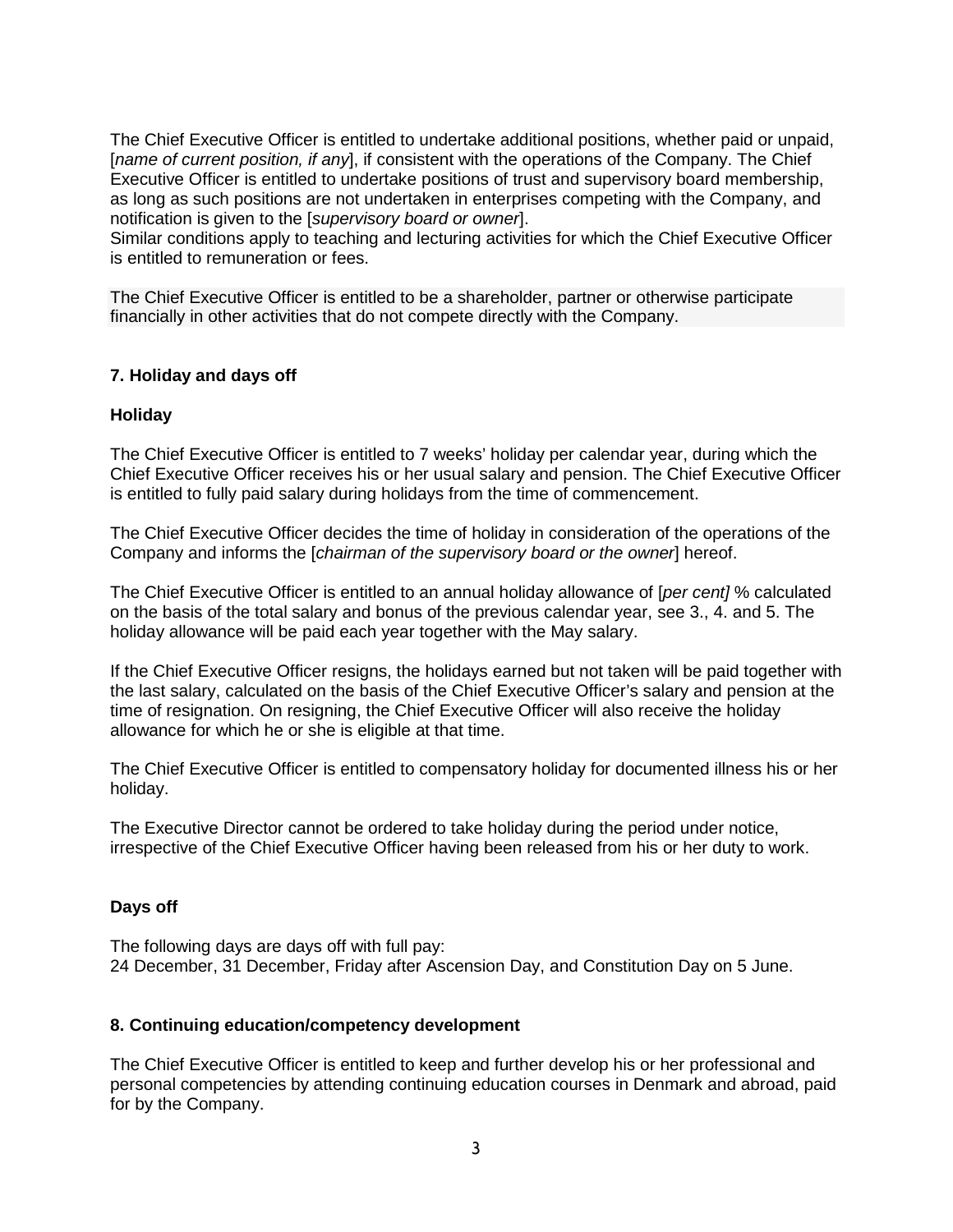The Chief Executive Officer is entitled to undertake additional positions, whether paid or unpaid, [*name of current position, if any*], if consistent with the operations of the Company. The Chief Executive Officer is entitled to undertake positions of trust and supervisory board membership, as long as such positions are not undertaken in enterprises competing with the Company, and notification is given to the [*supervisory board or owner*].
Similar conditions apply to teaching and lecturing activities for which the Chief Executive Officer is entitled to remuneration or fees.

The Chief Executive Officer is entitled to be a shareholder, partner or otherwise participate financially in other activities that do not compete directly with the Company.

**7. Holiday and days off**

**Holiday**

The Chief Executive Officer is entitled to 7 weeks' holiday per calendar year, during which the Chief Executive Officer receives his or her usual salary and pension. The Chief Executive Officer is entitled to fully paid salary during holidays from the time of commencement.

The Chief Executive Officer decides the time of holiday in consideration of the operations of the Company and informs the [*chairman of the supervisory board or the owner*] hereof.

The Chief Executive Officer is entitled to an annual holiday allowance of [*per cent]* % calculated on the basis of the total salary and bonus of the previous calendar year, see 3., 4. and 5. The holiday allowance will be paid each year together with the May salary.

If the Chief Executive Officer resigns, the holidays earned but not taken will be paid together with the last salary, calculated on the basis of the Chief Executive Officer's salary and pension at the time of resignation. On resigning, the Chief Executive Officer will also receive the holiday allowance for which he or she is eligible at that time.

The Chief Executive Officer is entitled to compensatory holiday for documented illness his or her holiday.

The Executive Director cannot be ordered to take holiday during the period under notice, irrespective of the Chief Executive Officer having been released from his or her duty to work.

**Days off**

The following days are days off with full pay:
24 December, 31 December, Friday after Ascension Day, and Constitution Day on 5 June.

**8. Continuing education/competency development**

The Chief Executive Officer is entitled to keep and further develop his or her professional and personal competencies by attending continuing education courses in Denmark and abroad, paid for by the Company.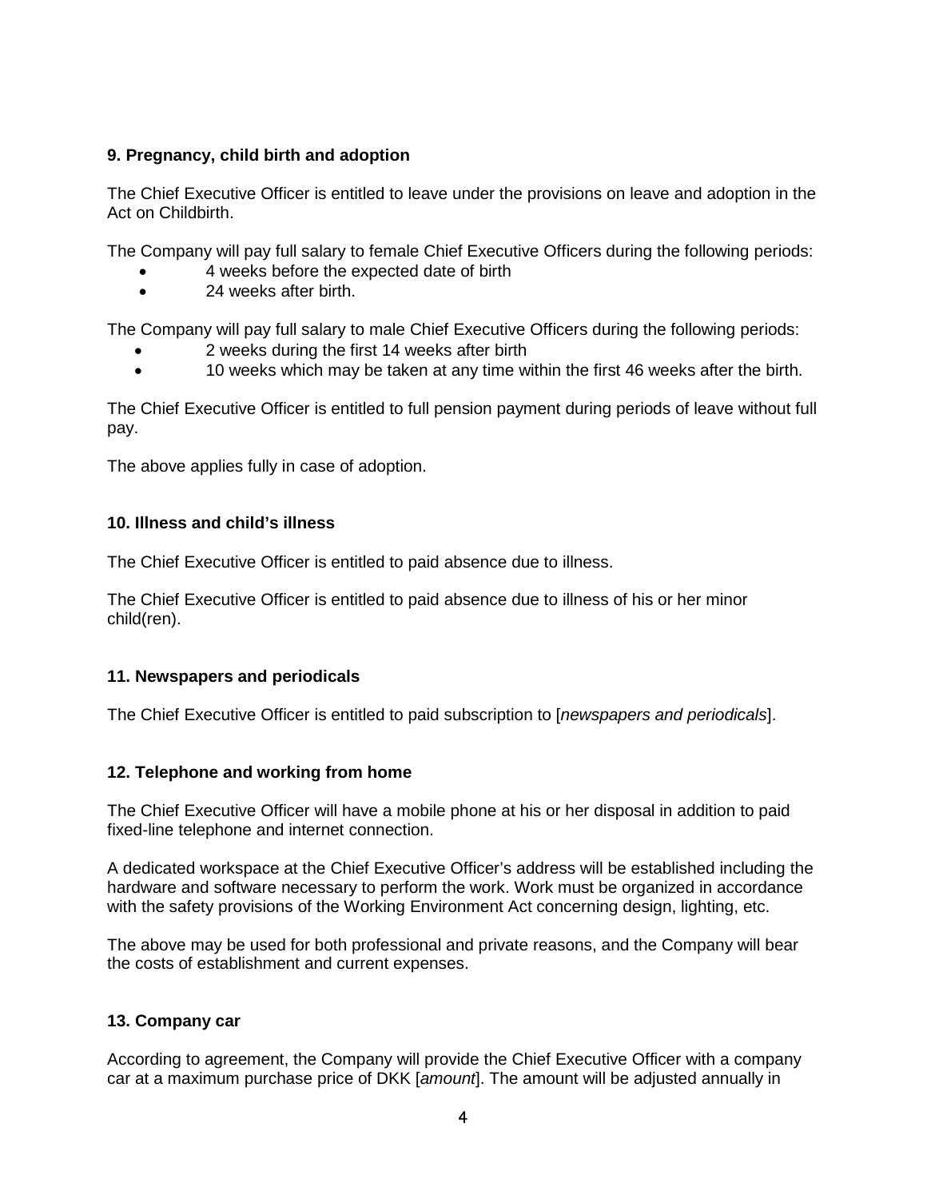### 9. Pregnancy, child birth and adoption

The Chief Executive Officer is entitled to leave under the provisions on leave and adoption in the Act on Childbirth.

The Company will pay full salary to female Chief Executive Officers during the following periods:

- 4 weeks before the expected date of birth
- 24 weeks after birth.

The Company will pay full salary to male Chief Executive Officers during the following periods:

- 2 weeks during the first 14 weeks after birth
- 10 weeks which may be taken at any time within the first 46 weeks after the birth.

The Chief Executive Officer is entitled to full pension payment during periods of leave without full pay.

The above applies fully in case of adoption.

### 10. Illness and child's illness

The Chief Executive Officer is entitled to paid absence due to illness.

The Chief Executive Officer is entitled to paid absence due to illness of his or her minor child(ren).

### 11. Newspapers and periodicals

The Chief Executive Officer is entitled to paid subscription to [*newspapers and periodicals*].

### 12. Telephone and working from home

The Chief Executive Officer will have a mobile phone at his or her disposal in addition to paid fixed-line telephone and internet connection.

A dedicated workspace at the Chief Executive Officer's address will be established including the hardware and software necessary to perform the work. Work must be organized in accordance with the safety provisions of the Working Environment Act concerning design, lighting, etc.

The above may be used for both professional and private reasons, and the Company will bear the costs of establishment and current expenses.

### 13. Company car

According to agreement, the Company will provide the Chief Executive Officer with a company car at a maximum purchase price of DKK [*amount*]. The amount will be adjusted annually in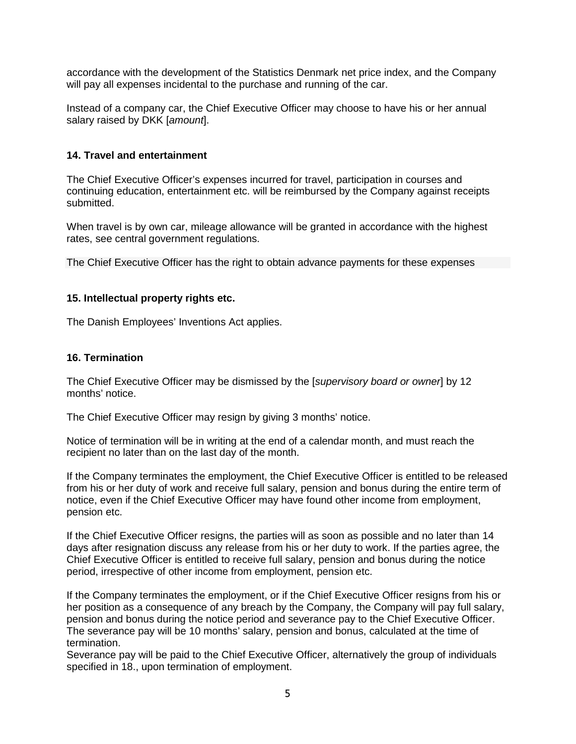accordance with the development of the Statistics Denmark net price index, and the Company will pay all expenses incidental to the purchase and running of the car.

Instead of a company car, the Chief Executive Officer may choose to have his or her annual salary raised by DKK [*amount*].

### 14. Travel and entertainment

The Chief Executive Officer's expenses incurred for travel, participation in courses and continuing education, entertainment etc. will be reimbursed by the Company against receipts submitted.

When travel is by own car, mileage allowance will be granted in accordance with the highest rates, see central government regulations.

The Chief Executive Officer has the right to obtain advance payments for these expenses

### 15. Intellectual property rights etc.

The Danish Employees' Inventions Act applies.

### 16. Termination

The Chief Executive Officer may be dismissed by the [*supervisory board or owner*] by 12 months' notice.

The Chief Executive Officer may resign by giving 3 months' notice.

Notice of termination will be in writing at the end of a calendar month, and must reach the recipient no later than on the last day of the month.

If the Company terminates the employment, the Chief Executive Officer is entitled to be released from his or her duty of work and receive full salary, pension and bonus during the entire term of notice, even if the Chief Executive Officer may have found other income from employment, pension etc.

If the Chief Executive Officer resigns, the parties will as soon as possible and no later than 14 days after resignation discuss any release from his or her duty to work. If the parties agree, the Chief Executive Officer is entitled to receive full salary, pension and bonus during the notice period, irrespective of other income from employment, pension etc.

If the Company terminates the employment, or if the Chief Executive Officer resigns from his or her position as a consequence of any breach by the Company, the Company will pay full salary, pension and bonus during the notice period and severance pay to the Chief Executive Officer. The severance pay will be 10 months' salary, pension and bonus, calculated at the time of termination.
Severance pay will be paid to the Chief Executive Officer, alternatively the group of individuals specified in 18., upon termination of employment.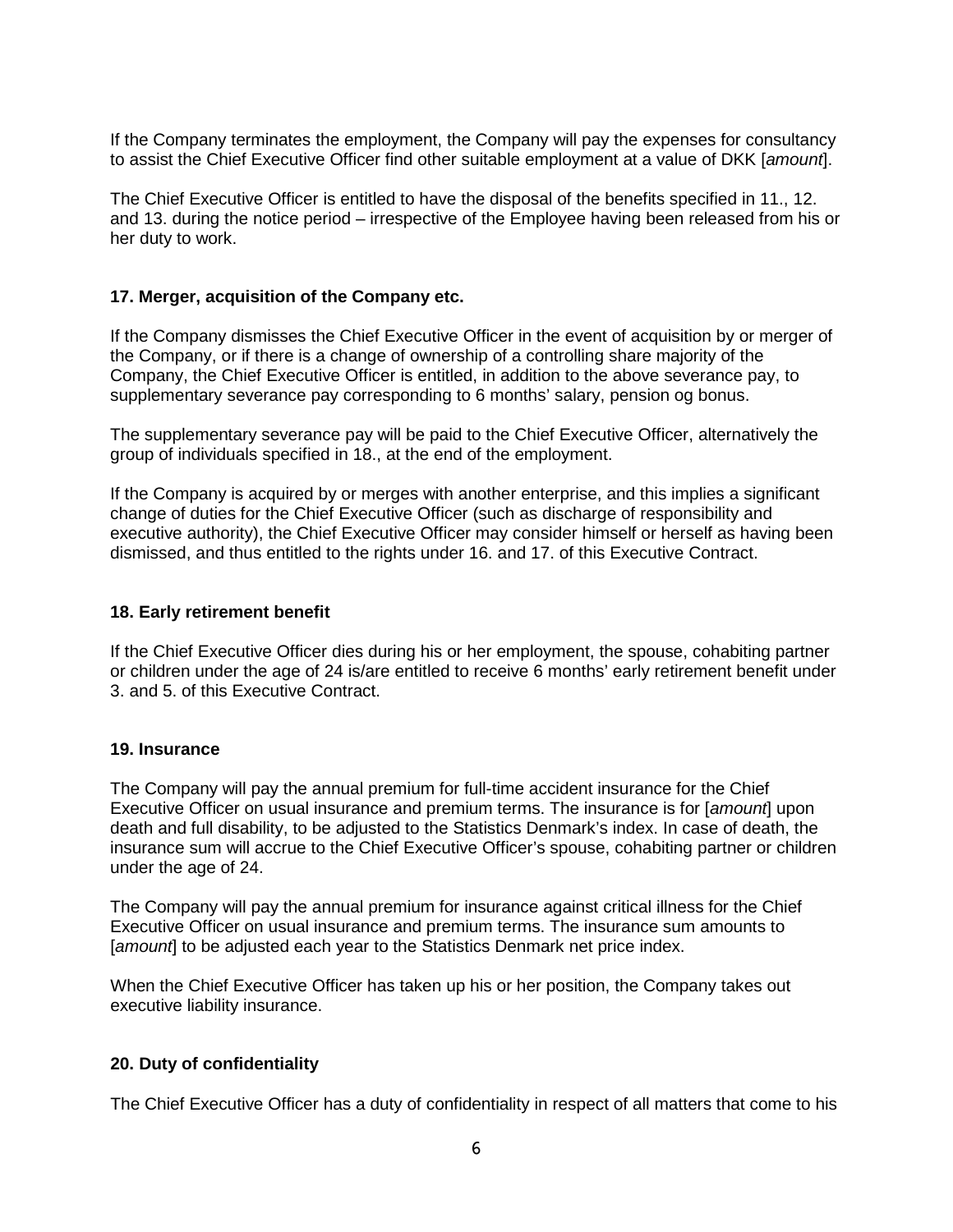If the Company terminates the employment, the Company will pay the expenses for consultancy to assist the Chief Executive Officer find other suitable employment at a value of DKK [*amount*].

The Chief Executive Officer is entitled to have the disposal of the benefits specified in 11., 12. and 13. during the notice period – irrespective of the Employee having been released from his or her duty to work.

### 17. Merger, acquisition of the Company etc.

If the Company dismisses the Chief Executive Officer in the event of acquisition by or merger of the Company, or if there is a change of ownership of a controlling share majority of the Company, the Chief Executive Officer is entitled, in addition to the above severance pay, to supplementary severance pay corresponding to 6 months' salary, pension og bonus.

The supplementary severance pay will be paid to the Chief Executive Officer, alternatively the group of individuals specified in 18., at the end of the employment.

If the Company is acquired by or merges with another enterprise, and this implies a significant change of duties for the Chief Executive Officer (such as discharge of responsibility and executive authority), the Chief Executive Officer may consider himself or herself as having been dismissed, and thus entitled to the rights under 16. and 17. of this Executive Contract.

### 18. Early retirement benefit

If the Chief Executive Officer dies during his or her employment, the spouse, cohabiting partner or children under the age of 24 is/are entitled to receive 6 months' early retirement benefit under 3. and 5. of this Executive Contract.

### 19. Insurance

The Company will pay the annual premium for full-time accident insurance for the Chief Executive Officer on usual insurance and premium terms. The insurance is for [*amount*] upon death and full disability, to be adjusted to the Statistics Denmark's index. In case of death, the insurance sum will accrue to the Chief Executive Officer's spouse, cohabiting partner or children under the age of 24.

The Company will pay the annual premium for insurance against critical illness for the Chief Executive Officer on usual insurance and premium terms. The insurance sum amounts to [*amount*] to be adjusted each year to the Statistics Denmark net price index.

When the Chief Executive Officer has taken up his or her position, the Company takes out executive liability insurance.

### 20. Duty of confidentiality

The Chief Executive Officer has a duty of confidentiality in respect of all matters that come to his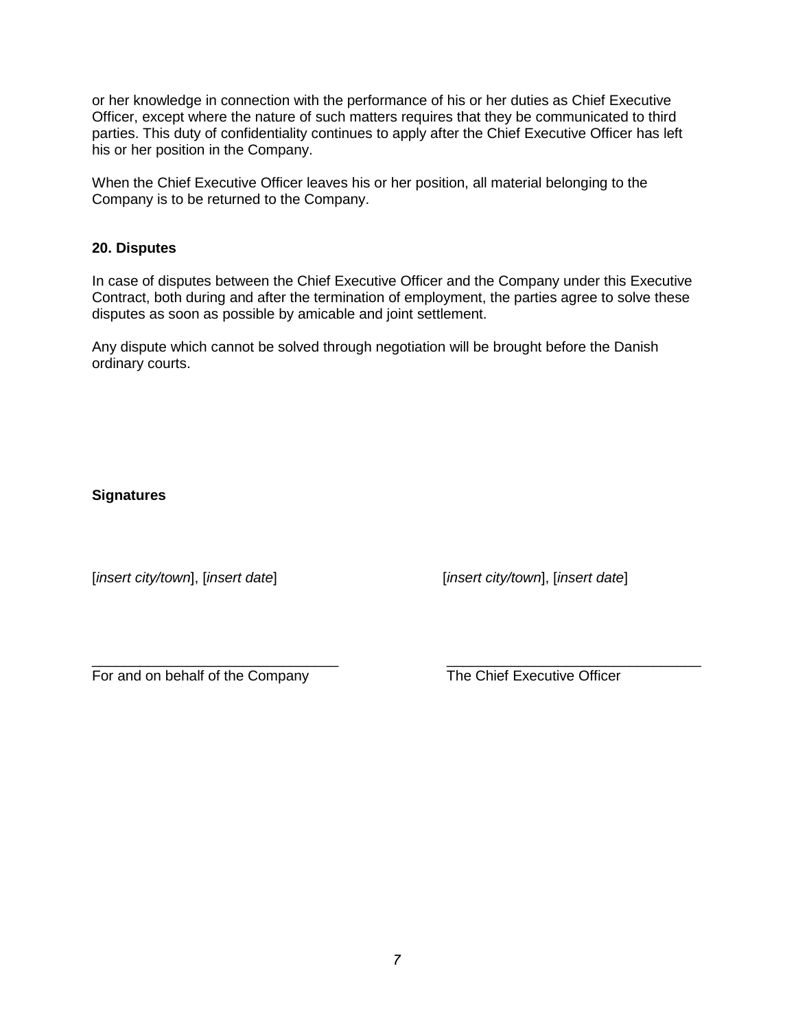or her knowledge in connection with the performance of his or her duties as Chief Executive Officer, except where the nature of such matters requires that they be communicated to third parties. This duty of confidentiality continues to apply after the Chief Executive Officer has left his or her position in the Company.

When the Chief Executive Officer leaves his or her position, all material belonging to the Company is to be returned to the Company.

**20. Disputes**

In case of disputes between the Chief Executive Officer and the Company under this Executive Contract, both during and after the termination of employment, the parties agree to solve these disputes as soon as possible by amicable and joint settlement.

Any dispute which cannot be solved through negotiation will be brought before the Danish ordinary courts.

**Signatures**

| | |
|---|---|
| [*insert city/town*], [*insert date*] | [*insert city/town*], [*insert date*] |
| _______________________________ | _______________________________ |
| For and on behalf of the Company | The Chief Executive Officer |